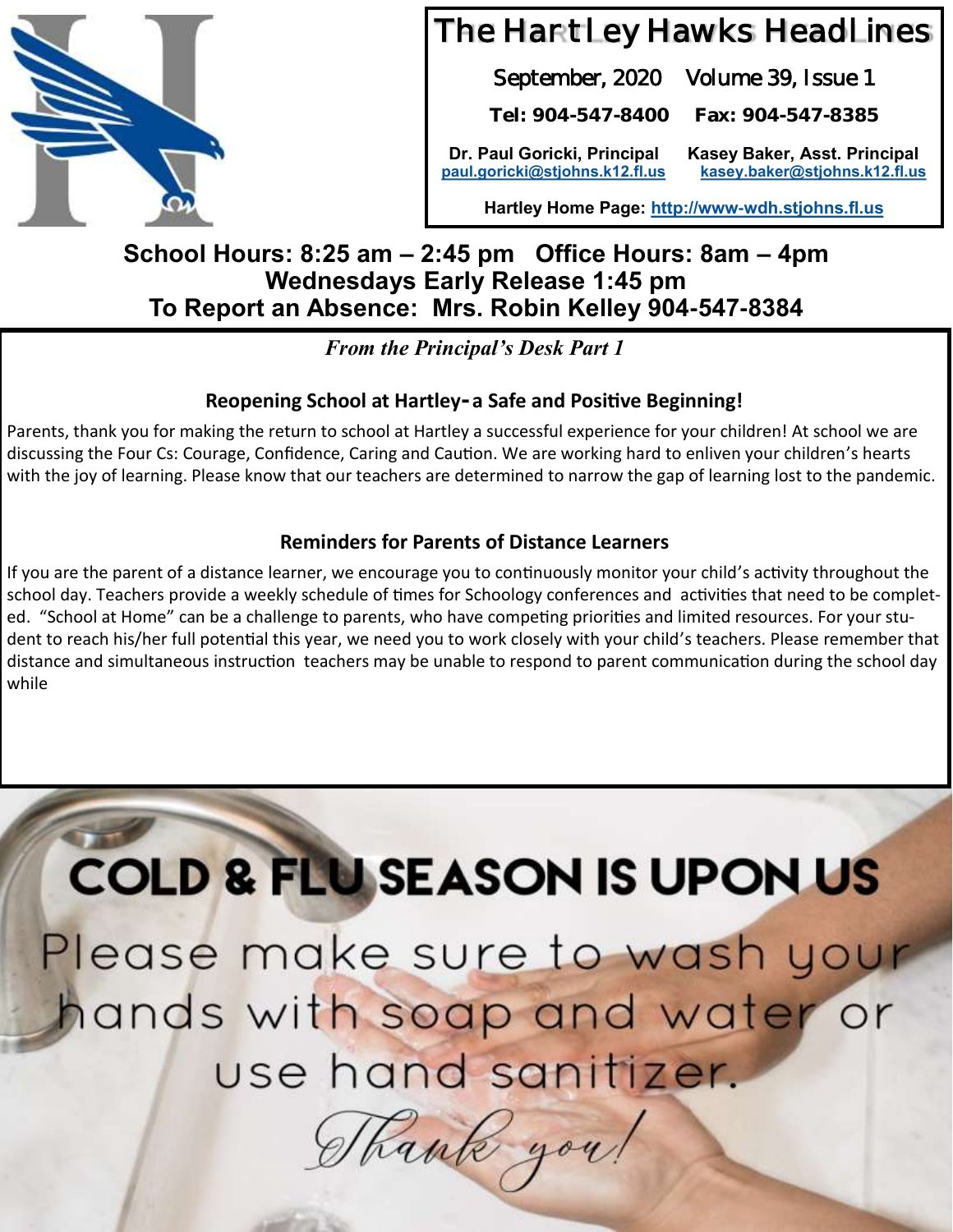# The Hartley Hawks Headlines

September, 2020 Volume 39, Issue 1

**Tel: 904-547-8400 Fax: 904-547-8385**

**Dr. Paul Goricki, Principal**
**paul.goricki@stjohns.k12.fl.us**

**Kasey Baker, Asst. Principal**
**kasey.baker@stjohns.k12.fl.us**

**Hartley Home Page: http://www-wdh.stjohns.fl.us**

**School Hours: 8:25 am – 2:45 pm Office Hours: 8am – 4pm**
**Wednesdays Early Release 1:45 pm**
**To Report an Absence: Mrs. Robin Kelley 904-547-8384**

***From the Principal's Desk Part 1***

### Reopening School at Hartley- a Safe and Positive Beginning!

Parents, thank you for making the return to school at Hartley a successful experience for your children! At school we are discussing the Four Cs: Courage, Confidence, Caring and Caution. We are working hard to enliven your children's hearts with the joy of learning. Please know that our teachers are determined to narrow the gap of learning lost to the pandemic.

### Reminders for Parents of Distance Learners

If you are the parent of a distance learner, we encourage you to continuously monitor your child's activity throughout the school day. Teachers provide a weekly schedule of times for Schoology conferences and activities that need to be completed. "School at Home" can be a challenge to parents, who have competing priorities and limited resources. For your student to reach his/her full potential this year, we need you to work closely with your child's teachers. Please remember that distance and simultaneous instruction teachers may be unable to respond to parent communication during the school day while

**COLD & FLU SEASON IS UPON US**

Please make sure to wash your hands with soap and water or use hand sanitizer.

*Thank you!*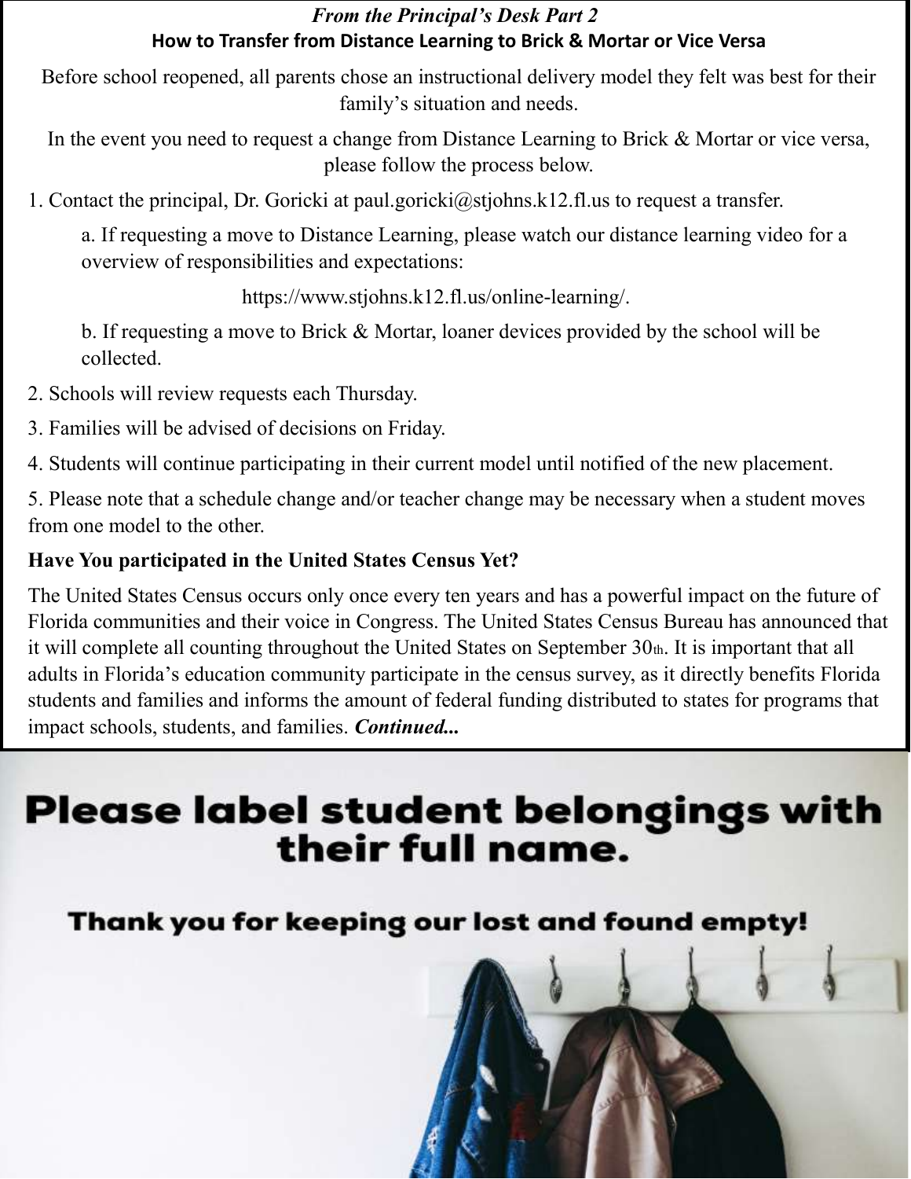### *From the Principal's Desk Part 2*

**How to Transfer from Distance Learning to Brick & Mortar or Vice Versa**

Before school reopened, all parents chose an instructional delivery model they felt was best for their family's situation and needs.

In the event you need to request a change from Distance Learning to Brick & Mortar or vice versa, please follow the process below.

1. Contact the principal, Dr. Goricki at paul.goricki@stjohns.k12.fl.us to request a transfer.
   a. If requesting a move to Distance Learning, please watch our distance learning video for a overview of responsibilities and expectations:
   https://www.stjohns.k12.fl.us/online-learning/.
   b. If requesting a move to Brick & Mortar, loaner devices provided by the school will be collected.
2. Schools will review requests each Thursday.
3. Families will be advised of decisions on Friday.
4. Students will continue participating in their current model until notified of the new placement.
5. Please note that a schedule change and/or teacher change may be necessary when a student moves from one model to the other.

**Have You participated in the United States Census Yet?**

The United States Census occurs only once every ten years and has a powerful impact on the future of Florida communities and their voice in Congress. The United States Census Bureau has announced that it will complete all counting throughout the United States on September 30th. It is important that all adults in Florida's education community participate in the census survey, as it directly benefits Florida students and families and informs the amount of federal funding distributed to states for programs that impact schools, students, and families. ***Continued...***

# Please label student belongings with their full name.

**Thank you for keeping our lost and found empty!**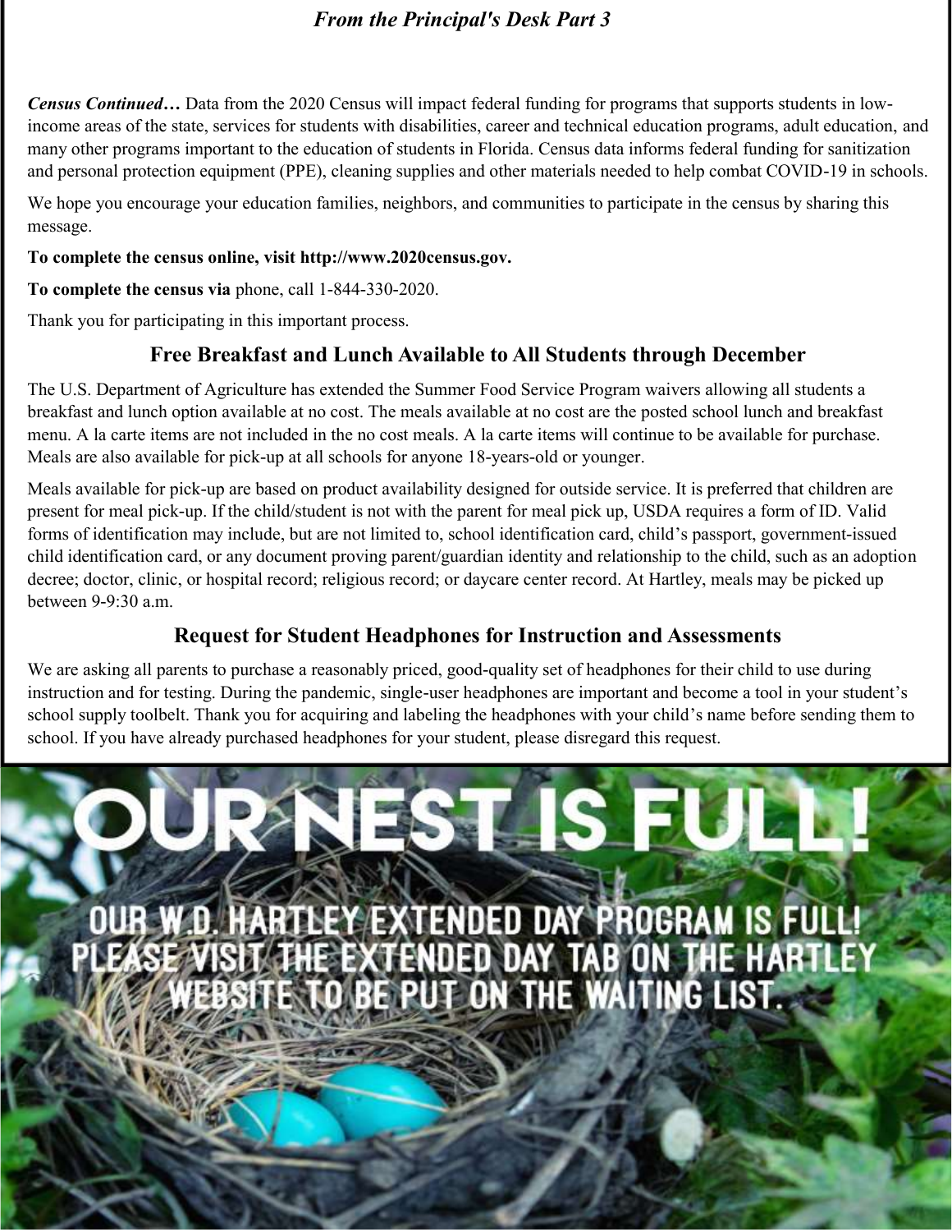## *From the Principal's Desk Part 3*

***Census Continued…*** Data from the 2020 Census will impact federal funding for programs that supports students in low-income areas of the state, services for students with disabilities, career and technical education programs, adult education, and many other programs important to the education of students in Florida. Census data informs federal funding for sanitization and personal protection equipment (PPE), cleaning supplies and other materials needed to help combat COVID-19 in schools.

We hope you encourage your education families, neighbors, and communities to participate in the census by sharing this message.

**To complete the census online, visit http://www.2020census.gov.**

**To complete the census via** phone, call 1-844-330-2020.

Thank you for participating in this important process.

### Free Breakfast and Lunch Available to All Students through December

The U.S. Department of Agriculture has extended the Summer Food Service Program waivers allowing all students a breakfast and lunch option available at no cost. The meals available at no cost are the posted school lunch and breakfast menu. A la carte items are not included in the no cost meals. A la carte items will continue to be available for purchase. Meals are also available for pick-up at all schools for anyone 18-years-old or younger.

Meals available for pick-up are based on product availability designed for outside service. It is preferred that children are present for meal pick-up. If the child/student is not with the parent for meal pick up, USDA requires a form of ID. Valid forms of identification may include, but are not limited to, school identification card, child's passport, government-issued child identification card, or any document proving parent/guardian identity and relationship to the child, such as an adoption decree; doctor, clinic, or hospital record; religious record; or daycare center record. At Hartley, meals may be picked up between 9-9:30 a.m.

### Request for Student Headphones for Instruction and Assessments

We are asking all parents to purchase a reasonably priced, good-quality set of headphones for their child to use during instruction and for testing. During the pandemic, single-user headphones are important and become a tool in your student's school supply toolbelt. Thank you for acquiring and labeling the headphones with your child's name before sending them to school. If you have already purchased headphones for your student, please disregard this request.

# OUR NEST IS FULL!

OUR W.D. HARTLEY EXTENDED DAY PROGRAM IS FULL! PLEASE VISIT THE EXTENDED DAY TAB ON THE HARTLEY WEBSITE TO BE PUT ON THE WAITING LIST.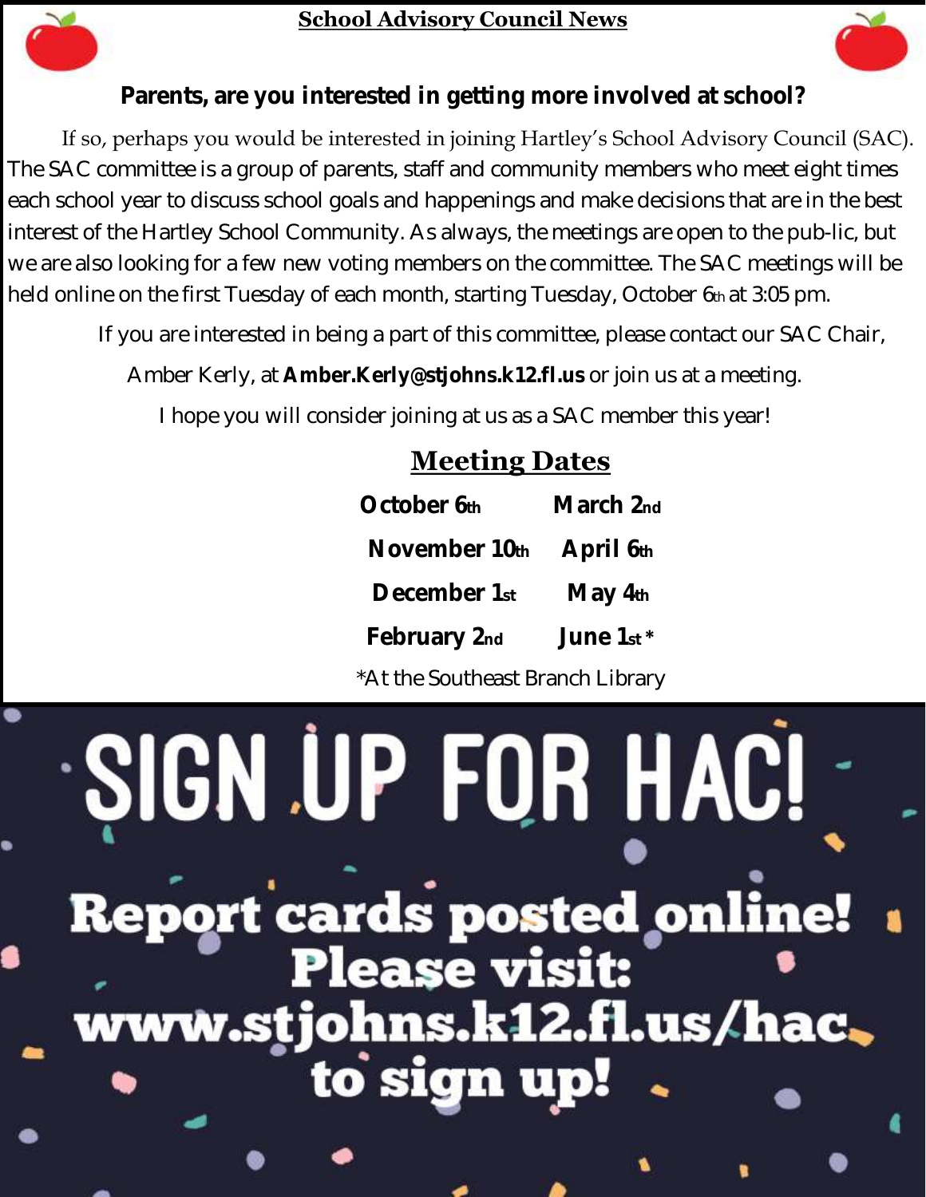## School Advisory Council News

**Parents, are you interested in getting more involved at school?**

If so, perhaps you would be interested in joining Hartley's School Advisory Council (SAC). The SAC committee is a group of parents, staff and community members who meet eight times each school year to discuss school goals and happenings and make decisions that are in the best interest of the Hartley School Community. As always, the meetings are open to the pub-lic, but we are also looking for a few new voting members on the committee. The SAC meetings will be held online on the first Tuesday of each month, starting Tuesday, October 6th at 3:05 pm.

If you are interested in being a part of this committee, please contact our SAC Chair, Amber Kerly, at **Amber.Kerly@stjohns.k12.fl.us** or join us at a meeting.

I hope you will consider joining at us as a SAC member this year!

### Meeting Dates

| | |
|---|---|
| **October 6th** | **March 2nd** |
| **November 10th** | **April 6th** |
| **December 1st** | **May 4th** |
| **February 2nd** | **June 1st \*** |

*At the Southeast Branch Library

# SIGN UP FOR HAC!

**Report cards posted online! Please visit: www.stjohns.k12.fl.us/hac to sign up!**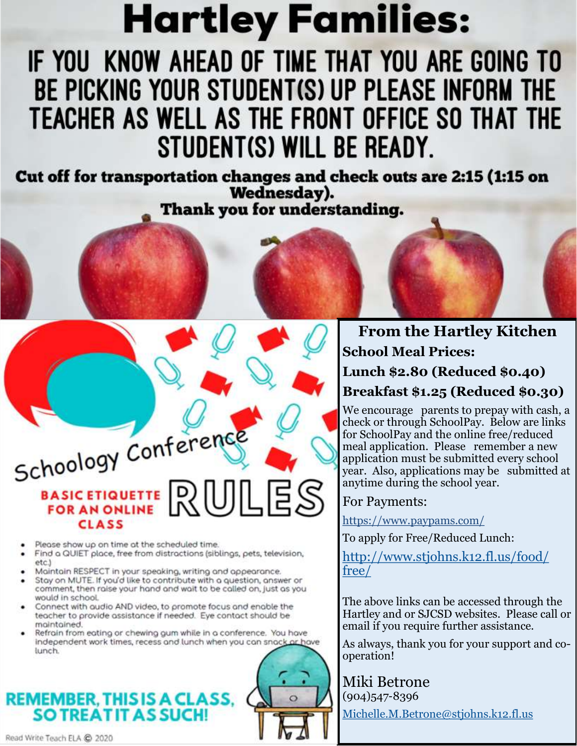# Hartley Families:

## IF YOU KNOW AHEAD OF TIME THAT YOU ARE GOING TO BE PICKING YOUR STUDENT(S) UP PLEASE INFORM THE TEACHER AS WELL AS THE FRONT OFFICE SO THAT THE STUDENT(S) WILL BE READY.

**Cut off for transportation changes and check outs are 2:15 (1:15 on Wednesday).**

**Thank you for understanding.**

## Schoology Conference RULES

**BASIC ETIQUETTE FOR AN ONLINE CLASS**

- Please show up on time at the scheduled time.
- Find a QUIET place, free from distractions (siblings, pets, television, etc.)
- Maintain RESPECT in your speaking, writing and appearance.
- Stay on MUTE. If you'd like to contribute with a question, answer or comment, then raise your hand and wait to be called on, just as you would in school.
- Connect with audio AND video, to promote focus and enable the teacher to provide assistance if needed. Eye contact should be maintained.
- Refrain from eating or chewing gum while in a conference. You have independent work times, recess and lunch when you can snack or have lunch.

**REMEMBER, THIS IS A CLASS, SO TREAT IT AS SUCH!**

Read Write Teach ELA © 2020

## From the Hartley Kitchen

**School Meal Prices:**

**Lunch $2.80 (Reduced $0.40)**

**Breakfast $1.25 (Reduced $0.30)**

We encourage parents to prepay with cash, a check or through SchoolPay. Below are links for SchoolPay and the online free/reduced meal application. Please remember a new application must be submitted every school year. Also, applications may be submitted at anytime during the school year.

For Payments:

https://www.paypams.com/

To apply for Free/Reduced Lunch:

http://www.stjohns.k12.fl.us/food/free/

The above links can be accessed through the Hartley and or SJCSD websites. Please call or email if you require further assistance.

As always, thank you for your support and co-operation!

Miki Betrone
(904)547-8396
Michelle.M.Betrone@stjohns.k12.fl.us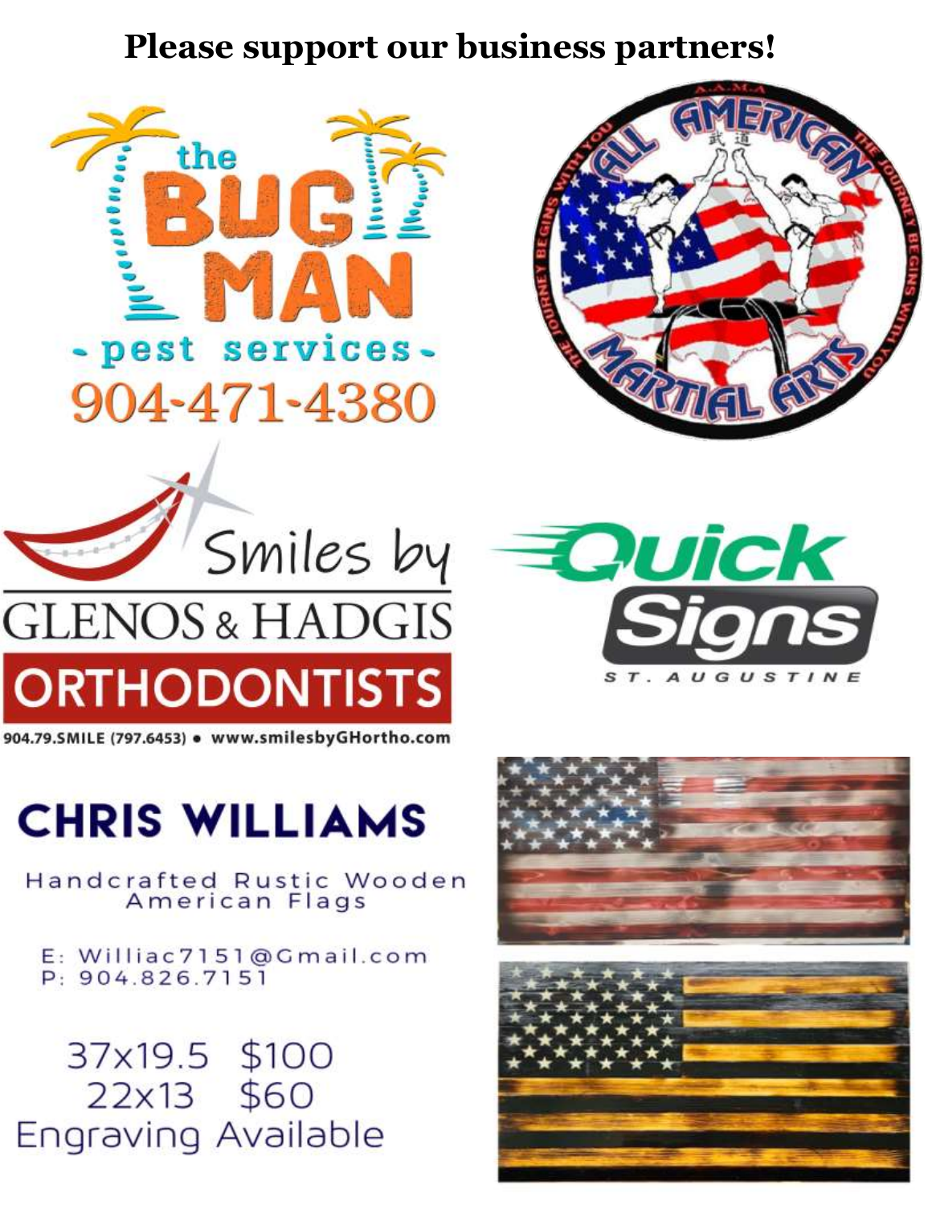# Please support our business partners!

the BUG MAN
- pest services -
904-471-4380

A.A.M.A.
ALL AMERICAN MARTIAL ARTS
THE JOURNEY BEGINS WITH YOU

Smiles by
GLENOS & HADGIS
ORTHODONTISTS
904.79.SMILE (797.6453) • www.smilesbyGHortho.com

Quick Signs
ST. AUGUSTINE

**CHRIS WILLIAMS**

Handcrafted Rustic Wooden American Flags

E: Williac7151@Gmail.com
P: 904.826.7151

37x19.5 $100
22x13 $60
Engraving Available